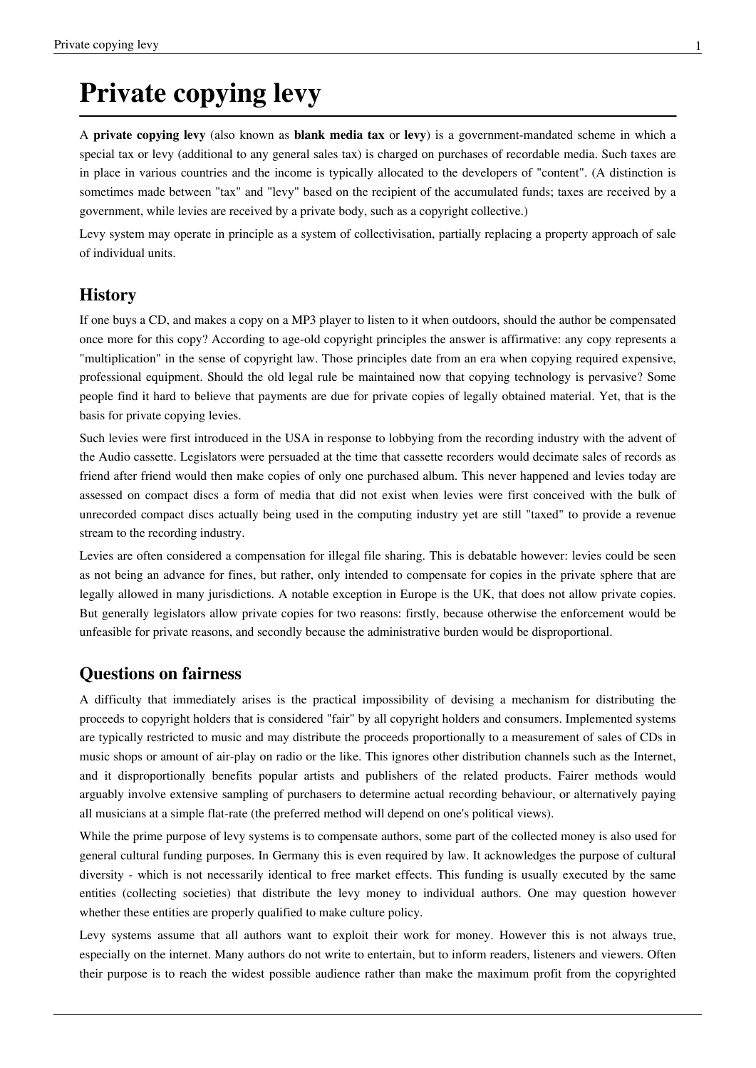# Private copying levy

A **private copying levy** (also known as **blank media tax** or **levy**) is a government-mandated scheme in which a special tax or levy (additional to any general sales tax) is charged on purchases of recordable media. Such taxes are in place in various countries and the income is typically allocated to the developers of "content". (A distinction is sometimes made between "tax" and "levy" based on the recipient of the accumulated funds; taxes are received by a government, while levies are received by a private body, such as a copyright collective.)

Levy system may operate in principle as a system of collectivisation, partially replacing a property approach of sale of individual units.

## History

If one buys a CD, and makes a copy on a MP3 player to listen to it when outdoors, should the author be compensated once more for this copy? According to age-old copyright principles the answer is affirmative: any copy represents a "multiplication" in the sense of copyright law. Those principles date from an era when copying required expensive, professional equipment. Should the old legal rule be maintained now that copying technology is pervasive? Some people find it hard to believe that payments are due for private copies of legally obtained material. Yet, that is the basis for private copying levies.

Such levies were first introduced in the USA in response to lobbying from the recording industry with the advent of the Audio cassette. Legislators were persuaded at the time that cassette recorders would decimate sales of records as friend after friend would then make copies of only one purchased album. This never happened and levies today are assessed on compact discs a form of media that did not exist when levies were first conceived with the bulk of unrecorded compact discs actually being used in the computing industry yet are still "taxed" to provide a revenue stream to the recording industry.

Levies are often considered a compensation for illegal file sharing. This is debatable however: levies could be seen as not being an advance for fines, but rather, only intended to compensate for copies in the private sphere that are legally allowed in many jurisdictions. A notable exception in Europe is the UK, that does not allow private copies. But generally legislators allow private copies for two reasons: firstly, because otherwise the enforcement would be unfeasible for private reasons, and secondly because the administrative burden would be disproportional.

## Questions on fairness

A difficulty that immediately arises is the practical impossibility of devising a mechanism for distributing the proceeds to copyright holders that is considered "fair" by all copyright holders and consumers. Implemented systems are typically restricted to music and may distribute the proceeds proportionally to a measurement of sales of CDs in music shops or amount of air-play on radio or the like. This ignores other distribution channels such as the Internet, and it disproportionally benefits popular artists and publishers of the related products. Fairer methods would arguably involve extensive sampling of purchasers to determine actual recording behaviour, or alternatively paying all musicians at a simple flat-rate (the preferred method will depend on one's political views).

While the prime purpose of levy systems is to compensate authors, some part of the collected money is also used for general cultural funding purposes. In Germany this is even required by law. It acknowledges the purpose of cultural diversity - which is not necessarily identical to free market effects. This funding is usually executed by the same entities (collecting societies) that distribute the levy money to individual authors. One may question however whether these entities are properly qualified to make culture policy.

Levy systems assume that all authors want to exploit their work for money. However this is not always true, especially on the internet. Many authors do not write to entertain, but to inform readers, listeners and viewers. Often their purpose is to reach the widest possible audience rather than make the maximum profit from the copyrighted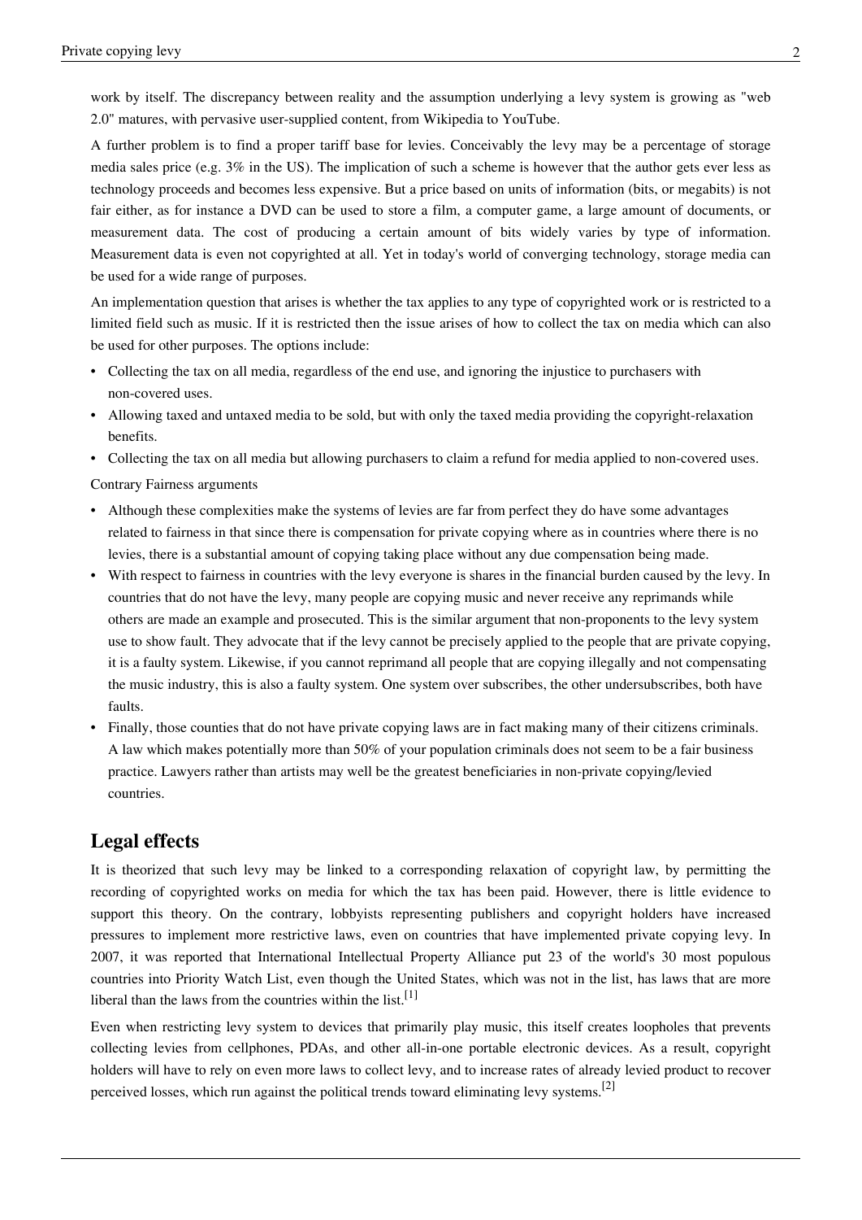work by itself. The discrepancy between reality and the assumption underlying a levy system is growing as "web 2.0" matures, with pervasive user-supplied content, from Wikipedia to YouTube.

A further problem is to find a proper tariff base for levies. Conceivably the levy may be a percentage of storage media sales price (e.g. 3% in the US). The implication of such a scheme is however that the author gets ever less as technology proceeds and becomes less expensive. But a price based on units of information (bits, or megabits) is not fair either, as for instance a DVD can be used to store a film, a computer game, a large amount of documents, or measurement data. The cost of producing a certain amount of bits widely varies by type of information. Measurement data is even not copyrighted at all. Yet in today's world of converging technology, storage media can be used for a wide range of purposes.

An implementation question that arises is whether the tax applies to any type of copyrighted work or is restricted to a limited field such as music. If it is restricted then the issue arises of how to collect the tax on media which can also be used for other purposes. The options include:

- Collecting the tax on all media, regardless of the end use, and ignoring the injustice to purchasers with non-covered uses.
- Allowing taxed and untaxed media to be sold, but with only the taxed media providing the copyright-relaxation benefits.
- Collecting the tax on all media but allowing purchasers to claim a refund for media applied to non-covered uses.

Contrary Fairness arguments

- Although these complexities make the systems of levies are far from perfect they do have some advantages related to fairness in that since there is compensation for private copying where as in countries where there is no levies, there is a substantial amount of copying taking place without any due compensation being made.
- With respect to fairness in countries with the levy everyone is shares in the financial burden caused by the levy. In countries that do not have the levy, many people are copying music and never receive any reprimands while others are made an example and prosecuted. This is the similar argument that non-proponents to the levy system use to show fault. They advocate that if the levy cannot be precisely applied to the people that are private copying, it is a faulty system. Likewise, if you cannot reprimand all people that are copying illegally and not compensating the music industry, this is also a faulty system. One system over subscribes, the other undersubscribes, both have faults.
- Finally, those counties that do not have private copying laws are in fact making many of their citizens criminals. A law which makes potentially more than 50% of your population criminals does not seem to be a fair business practice. Lawyers rather than artists may well be the greatest beneficiaries in non-private copying/levied countries.

## Legal effects

It is theorized that such levy may be linked to a corresponding relaxation of copyright law, by permitting the recording of copyrighted works on media for which the tax has been paid. However, there is little evidence to support this theory. On the contrary, lobbyists representing publishers and copyright holders have increased pressures to implement more restrictive laws, even on countries that have implemented private copying levy. In 2007, it was reported that International Intellectual Property Alliance put 23 of the world's 30 most populous countries into Priority Watch List, even though the United States, which was not in the list, has laws that are more liberal than the laws from the countries within the list.[1]

Even when restricting levy system to devices that primarily play music, this itself creates loopholes that prevents collecting levies from cellphones, PDAs, and other all-in-one portable electronic devices. As a result, copyright holders will have to rely on even more laws to collect levy, and to increase rates of already levied product to recover perceived losses, which run against the political trends toward eliminating levy systems.[2]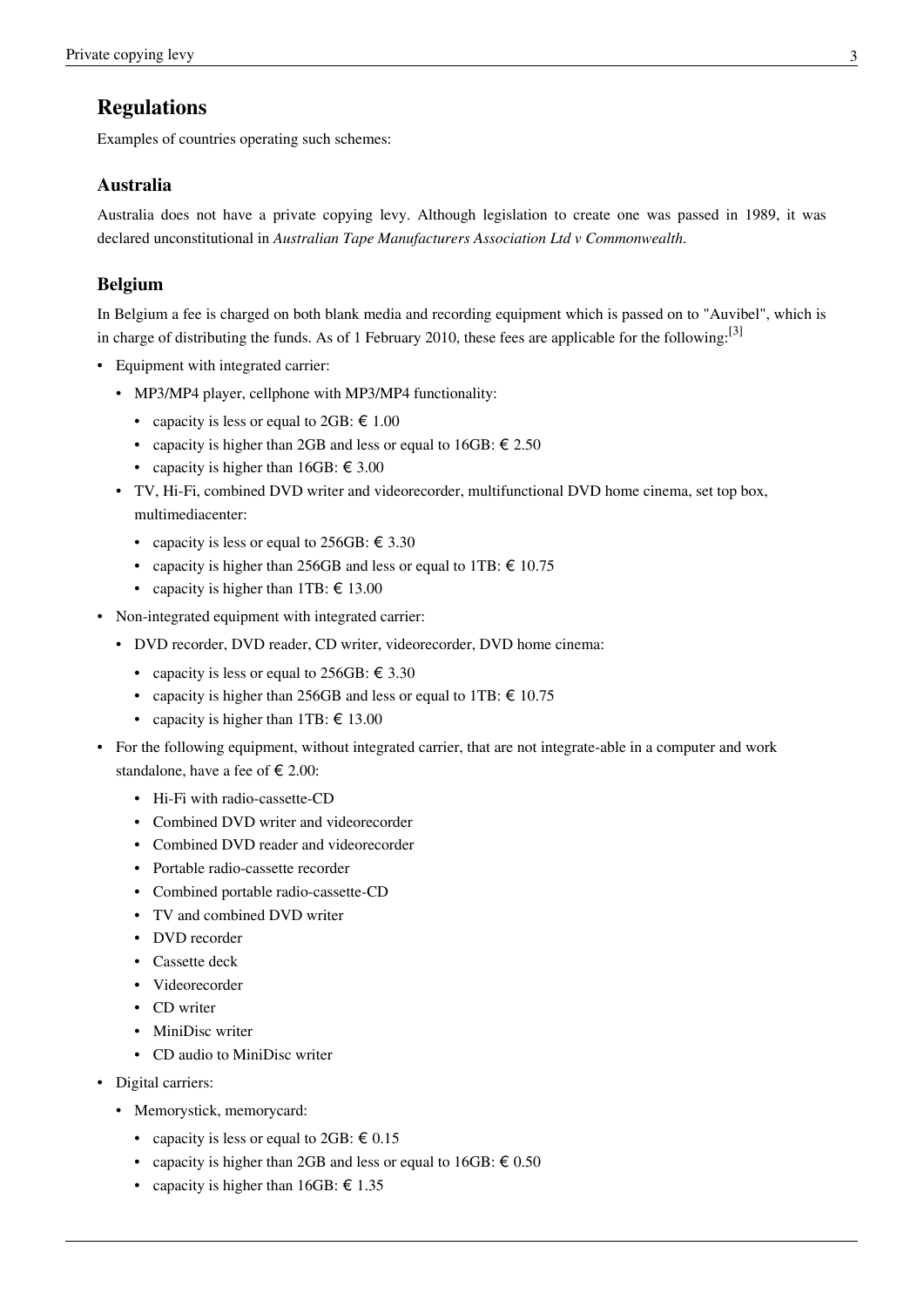## Regulations

Examples of countries operating such schemes:

### Australia

Australia does not have a private copying levy. Although legislation to create one was passed in 1989, it was declared unconstitutional in *Australian Tape Manufacturers Association Ltd v Commonwealth*.

### Belgium

In Belgium a fee is charged on both blank media and recording equipment which is passed on to "Auvibel", which is in charge of distributing the funds. As of 1 February 2010, these fees are applicable for the following:[3]

- Equipment with integrated carrier:
  - MP3/MP4 player, cellphone with MP3/MP4 functionality:
    - capacity is less or equal to 2GB: € 1.00
    - capacity is higher than 2GB and less or equal to 16GB: € 2.50
    - capacity is higher than 16GB: € 3.00
  - TV, Hi-Fi, combined DVD writer and videorecorder, multifunctional DVD home cinema, set top box, multimediacenter:
    - capacity is less or equal to 256GB: € 3.30
    - capacity is higher than 256GB and less or equal to 1TB: € 10.75
    - capacity is higher than 1TB: € 13.00
- Non-integrated equipment with integrated carrier:
  - DVD recorder, DVD reader, CD writer, videorecorder, DVD home cinema:
    - capacity is less or equal to 256GB: € 3.30
    - capacity is higher than 256GB and less or equal to 1TB: € 10.75
    - capacity is higher than 1TB: € 13.00
- For the following equipment, without integrated carrier, that are not integrate-able in a computer and work standalone, have a fee of € 2.00:
  - Hi-Fi with radio-cassette-CD
  - Combined DVD writer and videorecorder
  - Combined DVD reader and videorecorder
  - Portable radio-cassette recorder
  - Combined portable radio-cassette-CD
  - TV and combined DVD writer
  - DVD recorder
  - Cassette deck
  - Videorecorder
  - CD writer
  - MiniDisc writer
  - CD audio to MiniDisc writer
- Digital carriers:
  - Memorystick, memorycard:
    - capacity is less or equal to 2GB: € 0.15
    - capacity is higher than 2GB and less or equal to 16GB: € 0.50
    - capacity is higher than 16GB: € 1.35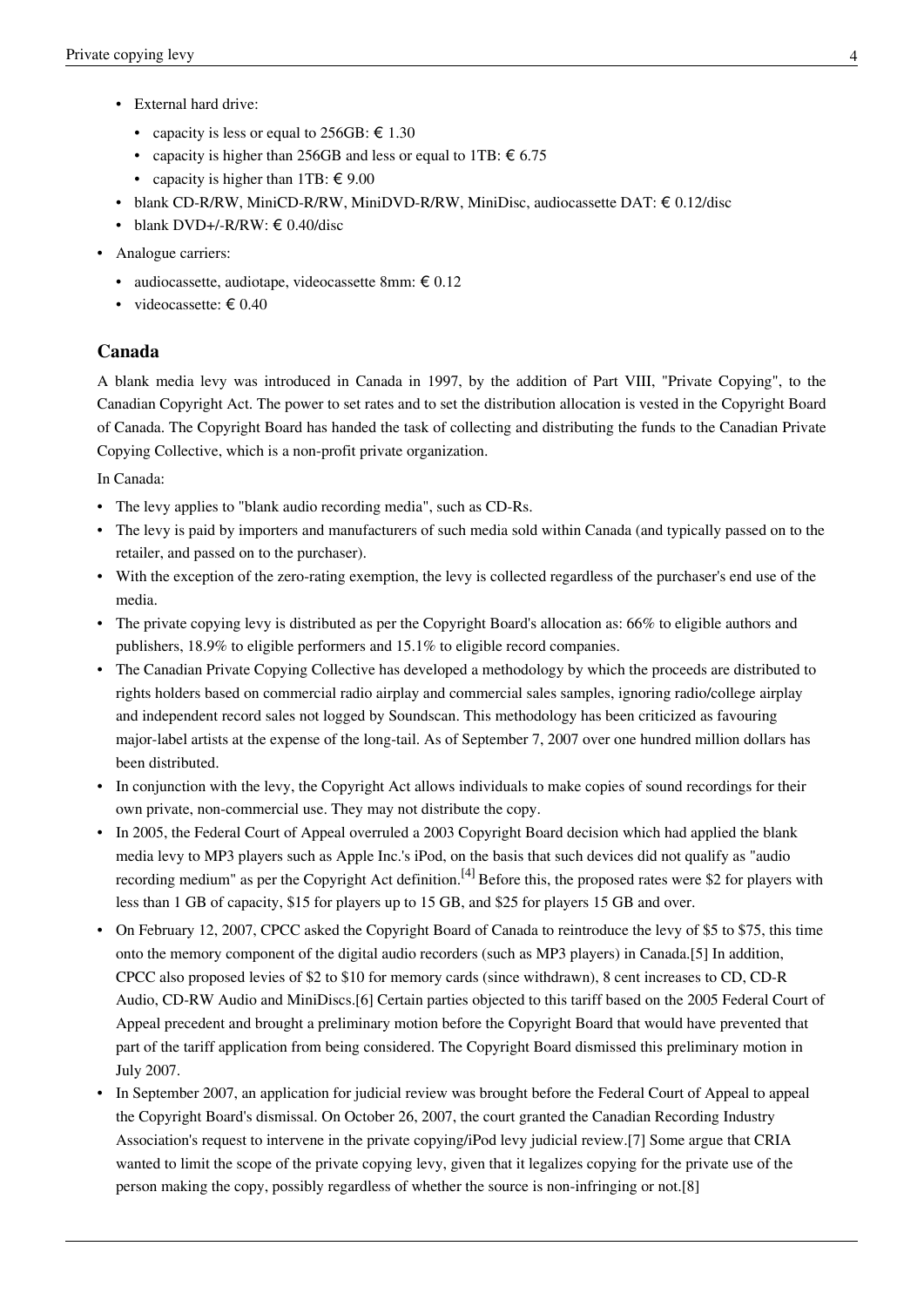- External hard drive:
  - capacity is less or equal to 256GB: € 1.30
  - capacity is higher than 256GB and less or equal to 1TB: € 6.75
  - capacity is higher than 1TB: € 9.00
  - blank CD-R/RW, MiniCD-R/RW, MiniDVD-R/RW, MiniDisc, audiocassette DAT: € 0.12/disc
  - blank DVD+/-R/RW: € 0.40/disc
- Analogue carriers:
  - audiocassette, audiotape, videocassette 8mm: € 0.12
  - videocassette: € 0.40

### Canada

A blank media levy was introduced in Canada in 1997, by the addition of Part VIII, "Private Copying", to the Canadian Copyright Act. The power to set rates and to set the distribution allocation is vested in the Copyright Board of Canada. The Copyright Board has handed the task of collecting and distributing the funds to the Canadian Private Copying Collective, which is a non-profit private organization.

In Canada:

- The levy applies to "blank audio recording media", such as CD-Rs.
- The levy is paid by importers and manufacturers of such media sold within Canada (and typically passed on to the retailer, and passed on to the purchaser).
- With the exception of the zero-rating exemption, the levy is collected regardless of the purchaser's end use of the media.
- The private copying levy is distributed as per the Copyright Board's allocation as: 66% to eligible authors and publishers, 18.9% to eligible performers and 15.1% to eligible record companies.
- The Canadian Private Copying Collective has developed a methodology by which the proceeds are distributed to rights holders based on commercial radio airplay and commercial sales samples, ignoring radio/college airplay and independent record sales not logged by Soundscan. This methodology has been criticized as favouring major-label artists at the expense of the long-tail. As of September 7, 2007 over one hundred million dollars has been distributed.
- In conjunction with the levy, the Copyright Act allows individuals to make copies of sound recordings for their own private, non-commercial use. They may not distribute the copy.
- In 2005, the Federal Court of Appeal overruled a 2003 Copyright Board decision which had applied the blank media levy to MP3 players such as Apple Inc.'s iPod, on the basis that such devices did not qualify as "audio recording medium" as per the Copyright Act definition.[4] Before this, the proposed rates were $2 for players with less than 1 GB of capacity, $15 for players up to 15 GB, and $25 for players 15 GB and over.
- On February 12, 2007, CPCC asked the Copyright Board of Canada to reintroduce the levy of $5 to $75, this time onto the memory component of the digital audio recorders (such as MP3 players) in Canada.[5] In addition, CPCC also proposed levies of $2 to $10 for memory cards (since withdrawn), 8 cent increases to CD, CD-R Audio, CD-RW Audio and MiniDiscs.[6] Certain parties objected to this tariff based on the 2005 Federal Court of Appeal precedent and brought a preliminary motion before the Copyright Board that would have prevented that part of the tariff application from being considered. The Copyright Board dismissed this preliminary motion in July 2007.
- In September 2007, an application for judicial review was brought before the Federal Court of Appeal to appeal the Copyright Board's dismissal. On October 26, 2007, the court granted the Canadian Recording Industry Association's request to intervene in the private copying/iPod levy judicial review.[7] Some argue that CRIA wanted to limit the scope of the private copying levy, given that it legalizes copying for the private use of the person making the copy, possibly regardless of whether the source is non-infringing or not.[8]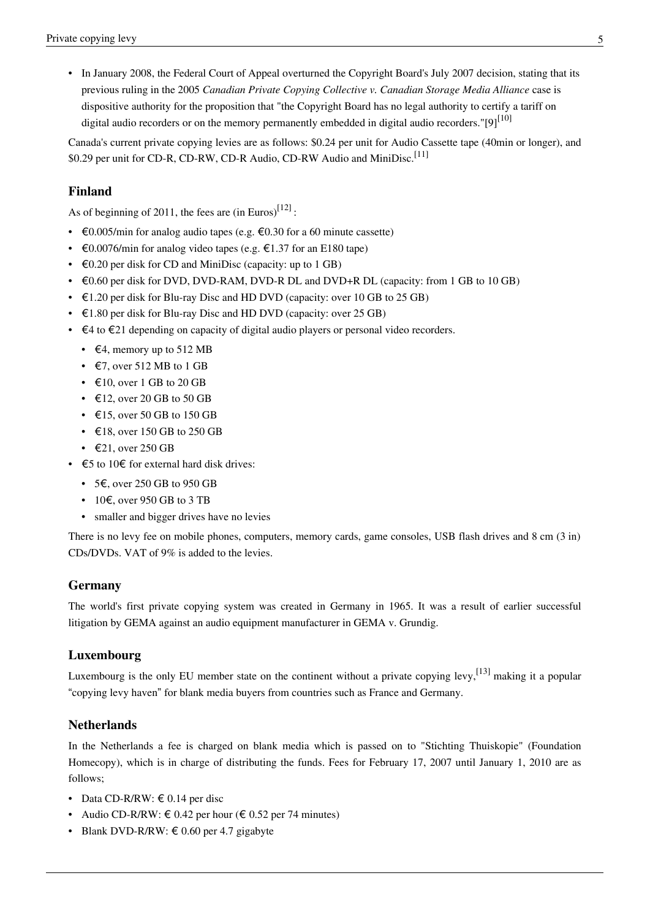- In January 2008, the Federal Court of Appeal overturned the Copyright Board's July 2007 decision, stating that its previous ruling in the 2005 *Canadian Private Copying Collective v. Canadian Storage Media Alliance* case is dispositive authority for the proposition that "the Copyright Board has no legal authority to certify a tariff on digital audio recorders or on the memory permanently embedded in digital audio recorders."[9][10]

Canada's current private copying levies are as follows: $0.24 per unit for Audio Cassette tape (40min or longer), and $0.29 per unit for CD-R, CD-RW, CD-R Audio, CD-RW Audio and MiniDisc.[11]

## Finland

As of beginning of 2011, the fees are (in Euros)[12] :

- €0.005/min for analog audio tapes (e.g. €0.30 for a 60 minute cassette)
- €0.0076/min for analog video tapes (e.g. €1.37 for an E180 tape)
- €0.20 per disk for CD and MiniDisc (capacity: up to 1 GB)
- €0.60 per disk for DVD, DVD-RAM, DVD-R DL and DVD+R DL (capacity: from 1 GB to 10 GB)
- €1.20 per disk for Blu-ray Disc and HD DVD (capacity: over 10 GB to 25 GB)
- €1.80 per disk for Blu-ray Disc and HD DVD (capacity: over 25 GB)
- €4 to €21 depending on capacity of digital audio players or personal video recorders.
  - €4, memory up to 512 MB
  - €7, over 512 MB to 1 GB
  - €10, over 1 GB to 20 GB
  - €12, over 20 GB to 50 GB
  - €15, over 50 GB to 150 GB
  - €18, over 150 GB to 250 GB
  - €21, over 250 GB
- €5 to 10€ for external hard disk drives:
  - 5€, over 250 GB to 950 GB
  - 10€, over 950 GB to 3 TB
  - smaller and bigger drives have no levies

There is no levy fee on mobile phones, computers, memory cards, game consoles, USB flash drives and 8 cm (3 in) CDs/DVDs. VAT of 9% is added to the levies.

## Germany

The world's first private copying system was created in Germany in 1965. It was a result of earlier successful litigation by GEMA against an audio equipment manufacturer in GEMA v. Grundig.

## Luxembourg

Luxembourg is the only EU member state on the continent without a private copying levy,[13] making it a popular "copying levy haven" for blank media buyers from countries such as France and Germany.

## Netherlands

In the Netherlands a fee is charged on blank media which is passed on to "Stichting Thuiskopie" (Foundation Homecopy), which is in charge of distributing the funds. Fees for February 17, 2007 until January 1, 2010 are as follows;

- Data CD-R/RW: € 0.14 per disc
- Audio CD-R/RW: € 0.42 per hour (€ 0.52 per 74 minutes)
- Blank DVD-R/RW: € 0.60 per 4.7 gigabyte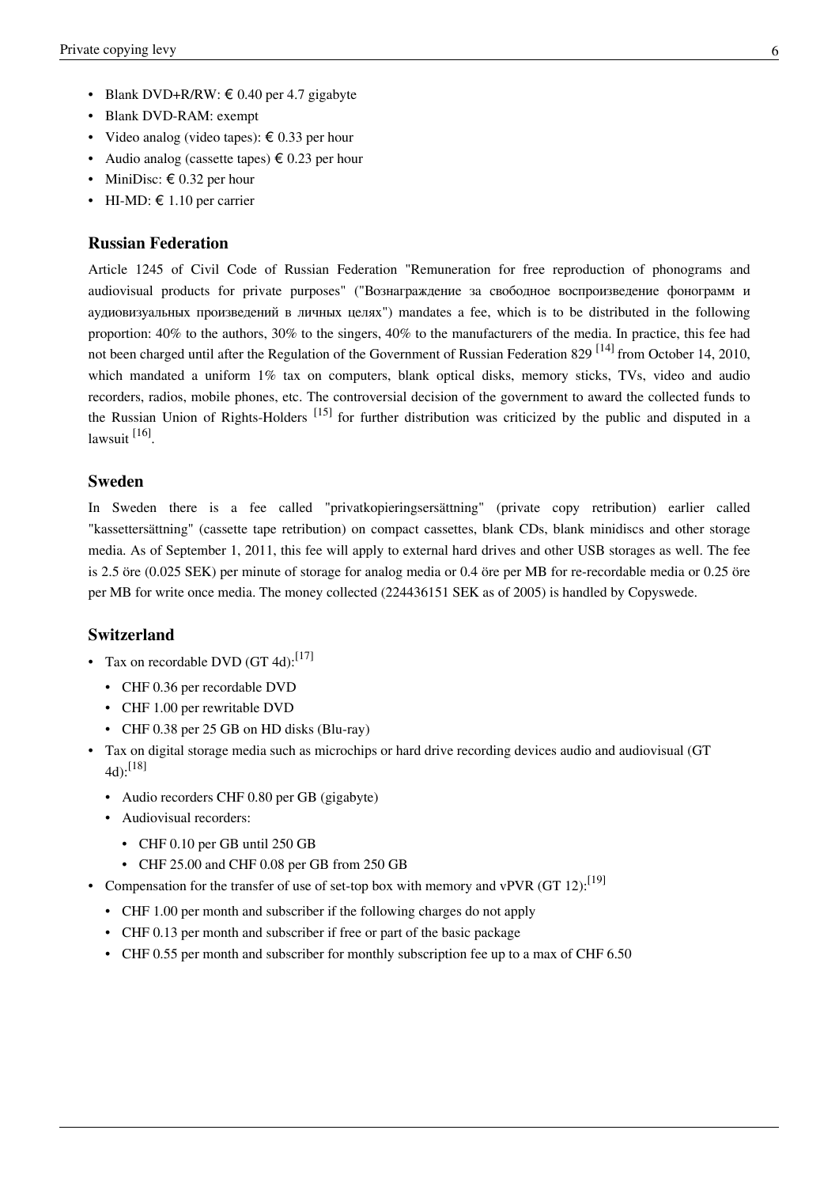- Blank DVD+R/RW: € 0.40 per 4.7 gigabyte
- Blank DVD-RAM: exempt
- Video analog (video tapes): € 0.33 per hour
- Audio analog (cassette tapes) € 0.23 per hour
- MiniDisc: € 0.32 per hour
- HI-MD: € 1.10 per carrier

### Russian Federation

Article 1245 of Civil Code of Russian Federation "Remuneration for free reproduction of phonograms and audiovisual products for private purposes" ("Вознаграждение за свободное воспроизведение фонограмм и аудиовизуальных произведений в личных целях") mandates a fee, which is to be distributed in the following proportion: 40% to the authors, 30% to the singers, 40% to the manufacturers of the media. In practice, this fee had not been charged until after the Regulation of the Government of Russian Federation 829 [14] from October 14, 2010, which mandated a uniform 1% tax on computers, blank optical disks, memory sticks, TVs, video and audio recorders, radios, mobile phones, etc. The controversial decision of the government to award the collected funds to the Russian Union of Rights-Holders [15] for further distribution was criticized by the public and disputed in a lawsuit [16].

### Sweden

In Sweden there is a fee called "privatkopieringsersättning" (private copy retribution) earlier called "kassettersättning" (cassette tape retribution) on compact cassettes, blank CDs, blank minidiscs and other storage media. As of September 1, 2011, this fee will apply to external hard drives and other USB storages as well. The fee is 2.5 öre (0.025 SEK) per minute of storage for analog media or 0.4 öre per MB for re-recordable media or 0.25 öre per MB for write once media. The money collected (224436151 SEK as of 2005) is handled by Copyswede.

### Switzerland

- Tax on recordable DVD (GT 4d):[17]
  - CHF 0.36 per recordable DVD
  - CHF 1.00 per rewritable DVD
  - CHF 0.38 per 25 GB on HD disks (Blu-ray)
- Tax on digital storage media such as microchips or hard drive recording devices audio and audiovisual (GT 4d):[18]
  - Audio recorders CHF 0.80 per GB (gigabyte)
  - Audiovisual recorders:
    - CHF 0.10 per GB until 250 GB
    - CHF 25.00 and CHF 0.08 per GB from 250 GB
- Compensation for the transfer of use of set-top box with memory and vPVR (GT 12):[19]
  - CHF 1.00 per month and subscriber if the following charges do not apply
  - CHF 0.13 per month and subscriber if free or part of the basic package
  - CHF 0.55 per month and subscriber for monthly subscription fee up to a max of CHF 6.50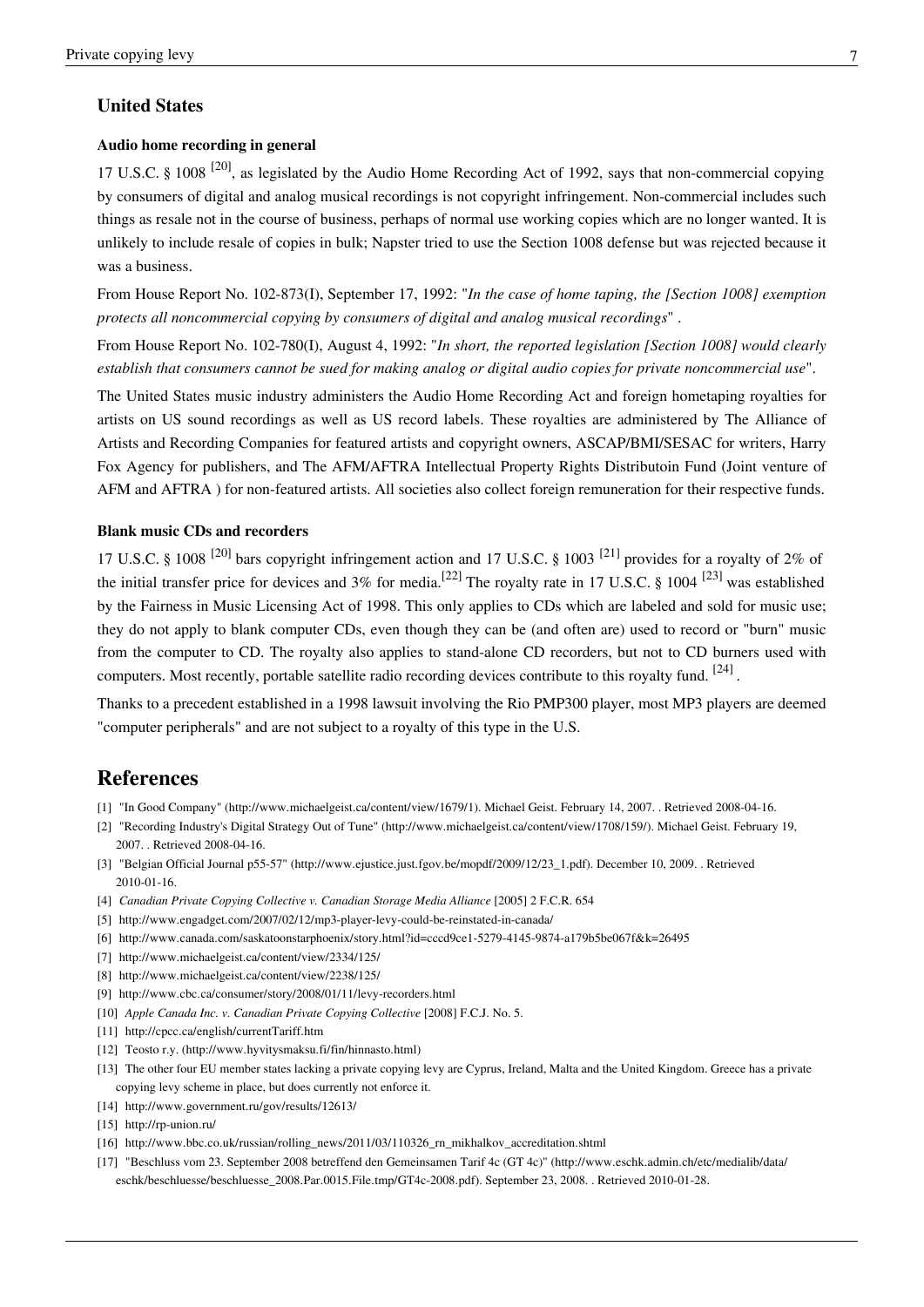## United States

### Audio home recording in general

17 U.S.C. § 1008 [20], as legislated by the Audio Home Recording Act of 1992, says that non-commercial copying by consumers of digital and analog musical recordings is not copyright infringement. Non-commercial includes such things as resale not in the course of business, perhaps of normal use working copies which are no longer wanted. It is unlikely to include resale of copies in bulk; Napster tried to use the Section 1008 defense but was rejected because it was a business.

From House Report No. 102-873(I), September 17, 1992: "*In the case of home taping, the [Section 1008] exemption protects all noncommercial copying by consumers of digital and analog musical recordings*" .

From House Report No. 102-780(I), August 4, 1992: "*In short, the reported legislation [Section 1008] would clearly establish that consumers cannot be sued for making analog or digital audio copies for private noncommercial use*".

The United States music industry administers the Audio Home Recording Act and foreign hometaping royalties for artists on US sound recordings as well as US record labels. These royalties are administered by The Alliance of Artists and Recording Companies for featured artists and copyright owners, ASCAP/BMI/SESAC for writers, Harry Fox Agency for publishers, and The AFM/AFTRA Intellectual Property Rights Distributoin Fund (Joint venture of AFM and AFTRA ) for non-featured artists. All societies also collect foreign remuneration for their respective funds.

### Blank music CDs and recorders

17 U.S.C. § 1008 [20] bars copyright infringement action and 17 U.S.C. § 1003 [21] provides for a royalty of 2% of the initial transfer price for devices and 3% for media.[22] The royalty rate in 17 U.S.C. § 1004 [23] was established by the Fairness in Music Licensing Act of 1998. This only applies to CDs which are labeled and sold for music use; they do not apply to blank computer CDs, even though they can be (and often are) used to record or "burn" music from the computer to CD. The royalty also applies to stand-alone CD recorders, but not to CD burners used with computers. Most recently, portable satellite radio recording devices contribute to this royalty fund. [24] .

Thanks to a precedent established in a 1998 lawsuit involving the Rio PMP300 player, most MP3 players are deemed "computer peripherals" and are not subject to a royalty of this type in the U.S.

# References

[1] "In Good Company" (http://www.michaelgeist.ca/content/view/1679/1). Michael Geist. February 14, 2007. . Retrieved 2008-04-16.

[2] "Recording Industry's Digital Strategy Out of Tune" (http://www.michaelgeist.ca/content/view/1708/159/). Michael Geist. February 19, 2007. . Retrieved 2008-04-16.

[3] "Belgian Official Journal p55-57" (http://www.ejustice.just.fgov.be/mopdf/2009/12/23_1.pdf). December 10, 2009. . Retrieved 2010-01-16.

[4] *Canadian Private Copying Collective v. Canadian Storage Media Alliance* [2005] 2 F.C.R. 654

[5] http://www.engadget.com/2007/02/12/mp3-player-levy-could-be-reinstated-in-canada/

[6] http://www.canada.com/saskatoonstarphoenix/story.html?id=cccd9ce1-5279-4145-9874-a179b5be067f&k=26495

[7] http://www.michaelgeist.ca/content/view/2334/125/

[8] http://www.michaelgeist.ca/content/view/2238/125/

[9] http://www.cbc.ca/consumer/story/2008/01/11/levy-recorders.html

[10] *Apple Canada Inc. v. Canadian Private Copying Collective* [2008] F.C.J. No. 5.

[11] http://cpcc.ca/english/currentTariff.htm

[12] Teosto r.y. (http://www.hyvitysmaksu.fi/fin/hinnasto.html)

[13] The other four EU member states lacking a private copying levy are Cyprus, Ireland, Malta and the United Kingdom. Greece has a private copying levy scheme in place, but does currently not enforce it.

[14] http://www.government.ru/gov/results/12613/

[15] http://rp-union.ru/

[16] http://www.bbc.co.uk/russian/rolling_news/2011/03/110326_rn_mikhalkov_accreditation.shtml

[17] "Beschluss vom 23. September 2008 betreffend den Gemeinsamen Tarif 4c (GT 4c)" (http://www.eschk.admin.ch/etc/medialib/data/eschk/beschluesse/beschluesse_2008.Par.0015.File.tmp/GT4c-2008.pdf). September 23, 2008. . Retrieved 2010-01-28.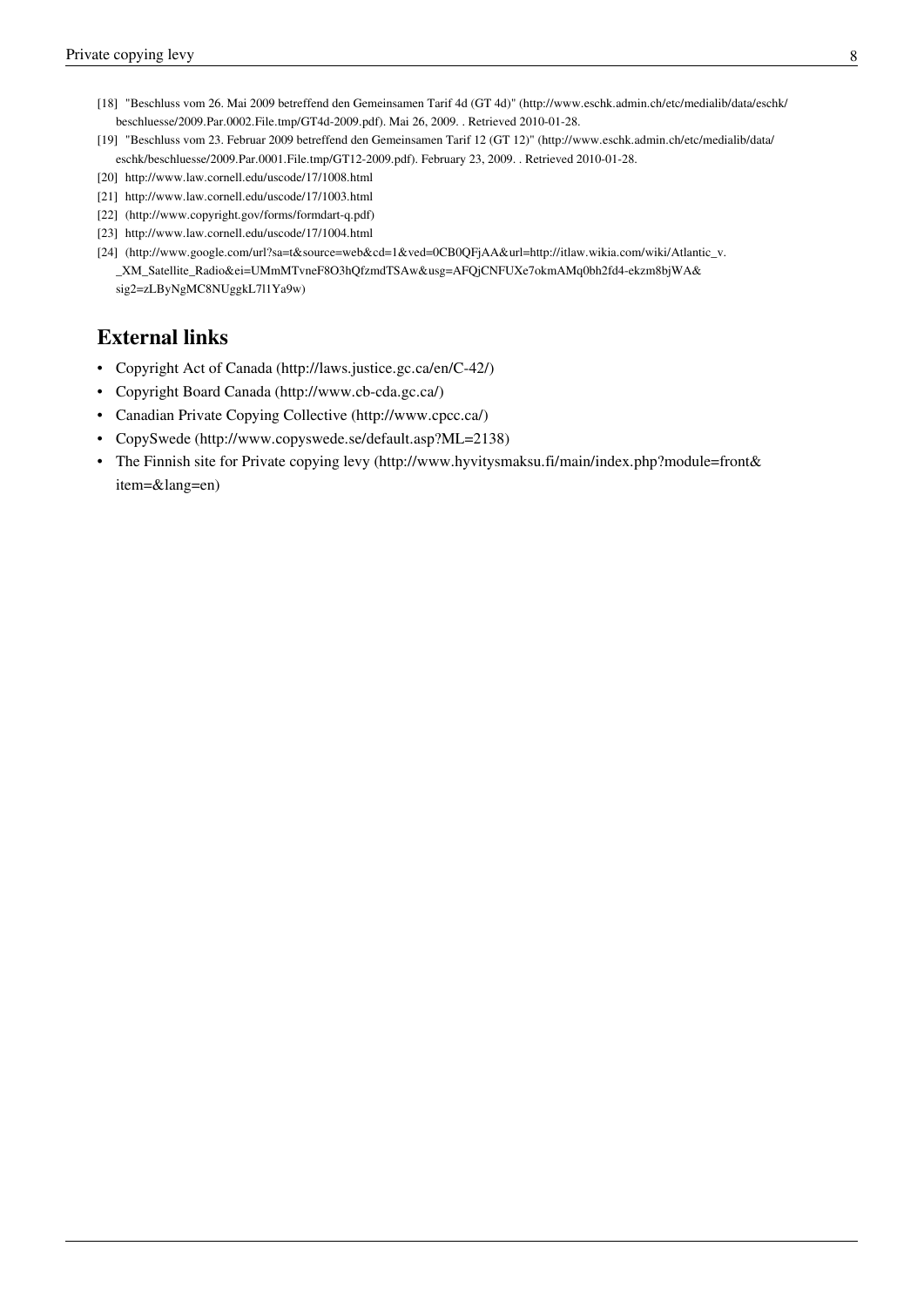[18] "Beschluss vom 26. Mai 2009 betreffend den Gemeinsamen Tarif 4d (GT 4d)" (http://www.eschk.admin.ch/etc/medialib/data/eschk/beschluesse/2009.Par.0002.File.tmp/GT4d-2009.pdf). Mai 26, 2009. . Retrieved 2010-01-28.

[19] "Beschluss vom 23. Februar 2009 betreffend den Gemeinsamen Tarif 12 (GT 12)" (http://www.eschk.admin.ch/etc/medialib/data/eschk/beschluesse/2009.Par.0001.File.tmp/GT12-2009.pdf). February 23, 2009. . Retrieved 2010-01-28.

[20] http://www.law.cornell.edu/uscode/17/1008.html

[21] http://www.law.cornell.edu/uscode/17/1003.html

[22] (http://www.copyright.gov/forms/formdart-q.pdf)

[23] http://www.law.cornell.edu/uscode/17/1004.html

[24] (http://www.google.com/url?sa=t&source=web&cd=1&ved=0CB0QFjAA&url=http://itlaw.wikia.com/wiki/Atlantic_v._XM_Satellite_Radio&ei=UMmMTvneF8O3hQfzmdTSAw&usg=AFQjCNFUXe7okmAMq0bh2fd4-ekzm8bjWA&sig2=zLByNgMC8NUggkL7l1Ya9w)

## External links

- Copyright Act of Canada (http://laws.justice.gc.ca/en/C-42/)
- Copyright Board Canada (http://www.cb-cda.gc.ca/)
- Canadian Private Copying Collective (http://www.cpcc.ca/)
- CopySwede (http://www.copyswede.se/default.asp?ML=2138)
- The Finnish site for Private copying levy (http://www.hyvitysmaksu.fi/main/index.php?module=front&item=&lang=en)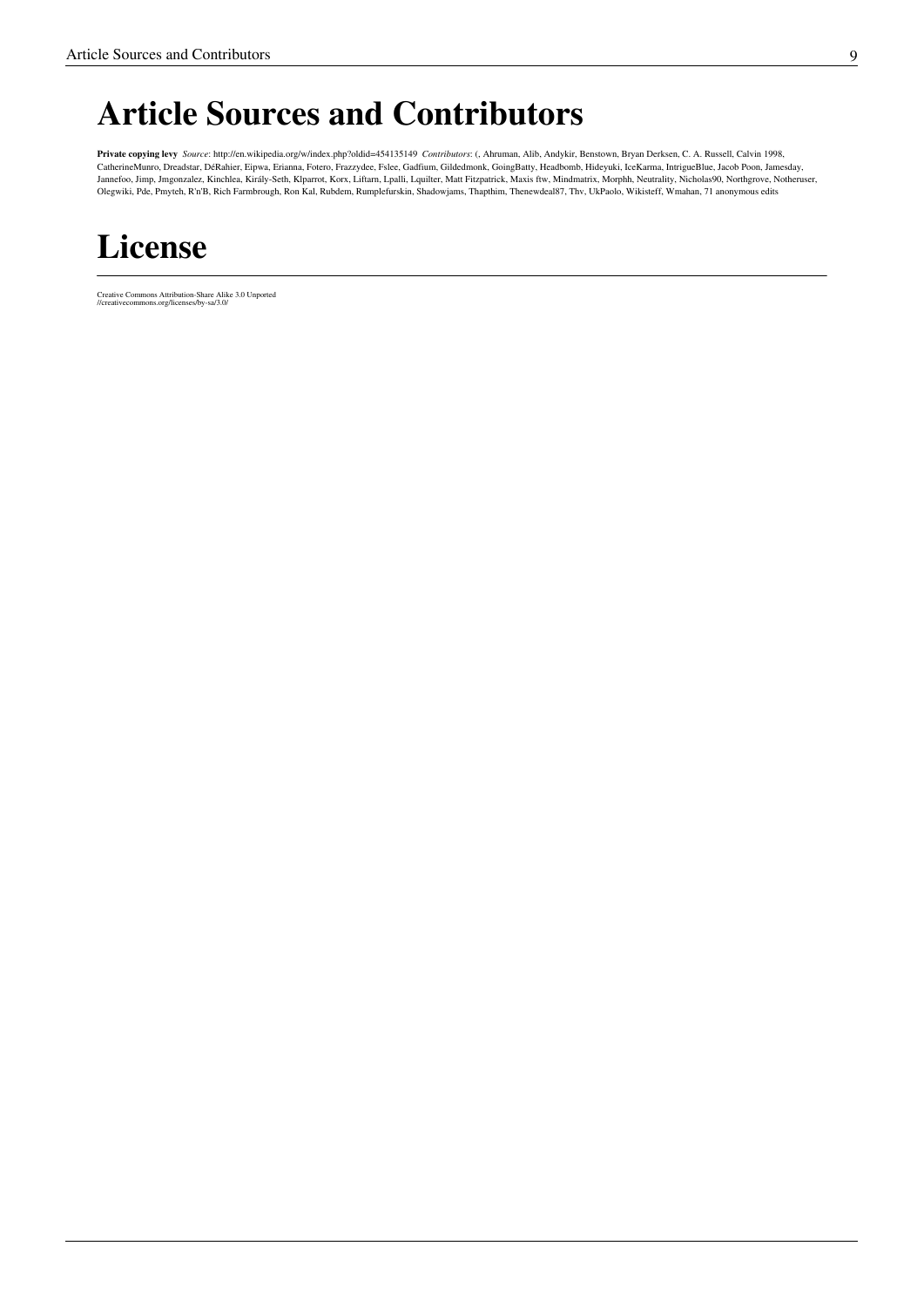# Article Sources and Contributors

**Private copying levy** *Source*: http://en.wikipedia.org/w/index.php?oldid=454135149 *Contributors*: (, Ahruman, Alib, Andykir, Benstown, Bryan Derksen, C. A. Russell, Calvin 1998, CatherineMunro, Dreadstar, DéRahier, Eipwa, Erianna, Fotero, Frazzydee, Fslee, Gadfium, Gildedmonk, GoingBatty, Headbomb, Hideyuki, IceKarma, IntrigueBlue, Jacob Poon, Jamesday, Jannefoo, Jimp, Jmgonzalez, Kinchlea, Király-Seth, Klparrot, Korx, Liftarn, Lpalli, Lquilter, Matt Fitzpatrick, Maxis ftw, Mindmatrix, Morphh, Neutrality, Nicholas90, Northgrove, Notheruser, Olegwiki, Pde, Pmyteh, R'n'B, Rich Farmbrough, Ron Kal, Rubdem, Rumplefurskin, Shadowjams, Thapthim, Thenewdeal87, Thv, UkPaolo, Wikisteff, Wmahan, 71 anonymous edits

# License

Creative Commons Attribution-Share Alike 3.0 Unported
//creativecommons.org/licenses/by-sa/3.0/